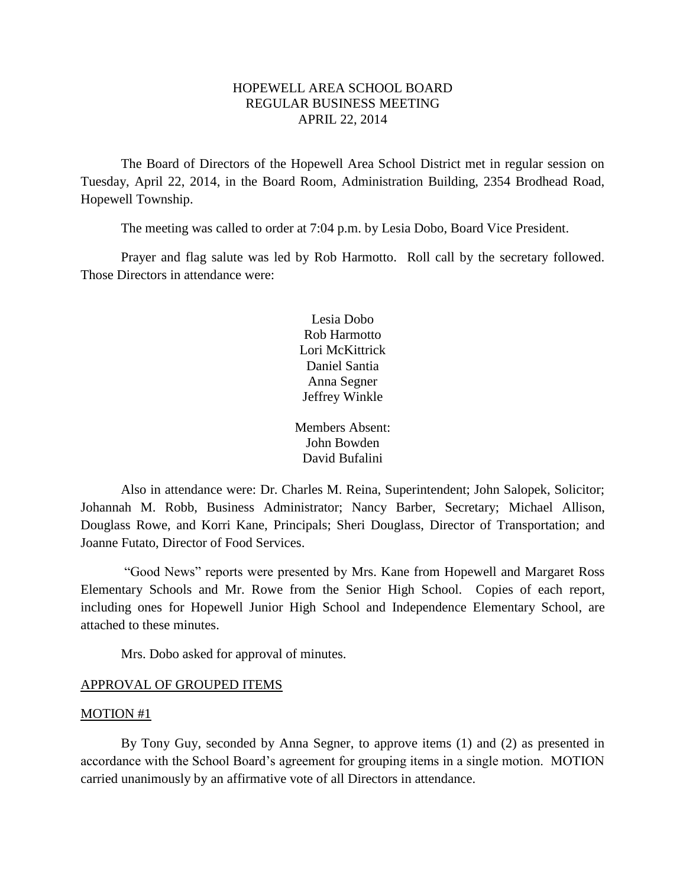# HOPEWELL AREA SCHOOL BOARD
## REGULAR BUSINESS MEETING
## APRIL 22, 2014

The Board of Directors of the Hopewell Area School District met in regular session on Tuesday, April 22, 2014, in the Board Room, Administration Building, 2354 Brodhead Road, Hopewell Township.

The meeting was called to order at 7:04 p.m. by Lesia Dobo, Board Vice President.

Prayer and flag salute was led by Rob Harmotto. Roll call by the secretary followed. Those Directors in attendance were:

Lesia Dobo
Rob Harmotto
Lori McKittrick
Daniel Santia
Anna Segner
Jeffrey Winkle

Members Absent:
John Bowden
David Bufalini

Also in attendance were: Dr. Charles M. Reina, Superintendent; John Salopek, Solicitor; Johannah M. Robb, Business Administrator; Nancy Barber, Secretary; Michael Allison, Douglass Rowe, and Korri Kane, Principals; Sheri Douglass, Director of Transportation; and Joanne Futato, Director of Food Services.

"Good News" reports were presented by Mrs. Kane from Hopewell and Margaret Ross Elementary Schools and Mr. Rowe from the Senior High School. Copies of each report, including ones for Hopewell Junior High School and Independence Elementary School, are attached to these minutes.

Mrs. Dobo asked for approval of minutes.

APPROVAL OF GROUPED ITEMS

MOTION #1

By Tony Guy, seconded by Anna Segner, to approve items (1) and (2) as presented in accordance with the School Board's agreement for grouping items in a single motion. MOTION carried unanimously by an affirmative vote of all Directors in attendance.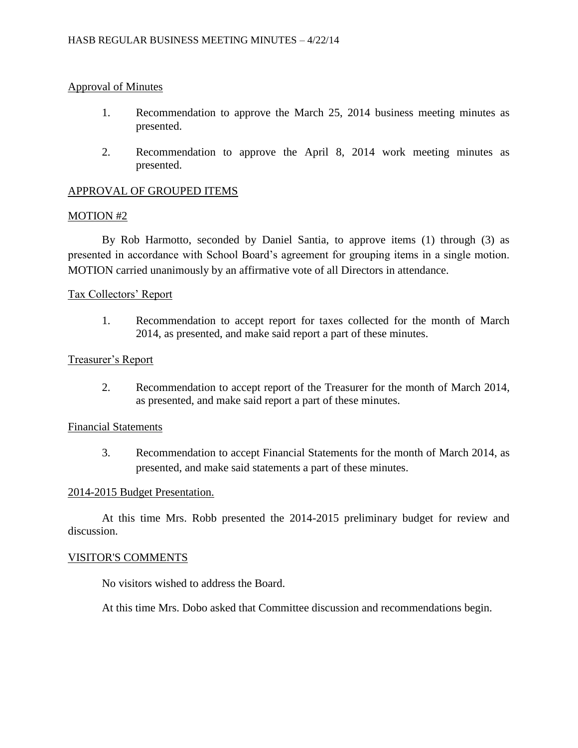Approval of Minutes

1. Recommendation to approve the March 25, 2014 business meeting minutes as presented.

2. Recommendation to approve the April 8, 2014 work meeting minutes as presented.

APPROVAL OF GROUPED ITEMS

MOTION #2

By Rob Harmotto, seconded by Daniel Santia, to approve items (1) through (3) as presented in accordance with School Board's agreement for grouping items in a single motion. MOTION carried unanimously by an affirmative vote of all Directors in attendance.

Tax Collectors' Report

1. Recommendation to accept report for taxes collected for the month of March 2014, as presented, and make said report a part of these minutes.

Treasurer's Report

2. Recommendation to accept report of the Treasurer for the month of March 2014, as presented, and make said report a part of these minutes.

Financial Statements

3. Recommendation to accept Financial Statements for the month of March 2014, as presented, and make said statements a part of these minutes.

2014-2015 Budget Presentation.

At this time Mrs. Robb presented the 2014-2015 preliminary budget for review and discussion.

VISITOR'S COMMENTS

No visitors wished to address the Board.

At this time Mrs. Dobo asked that Committee discussion and recommendations begin.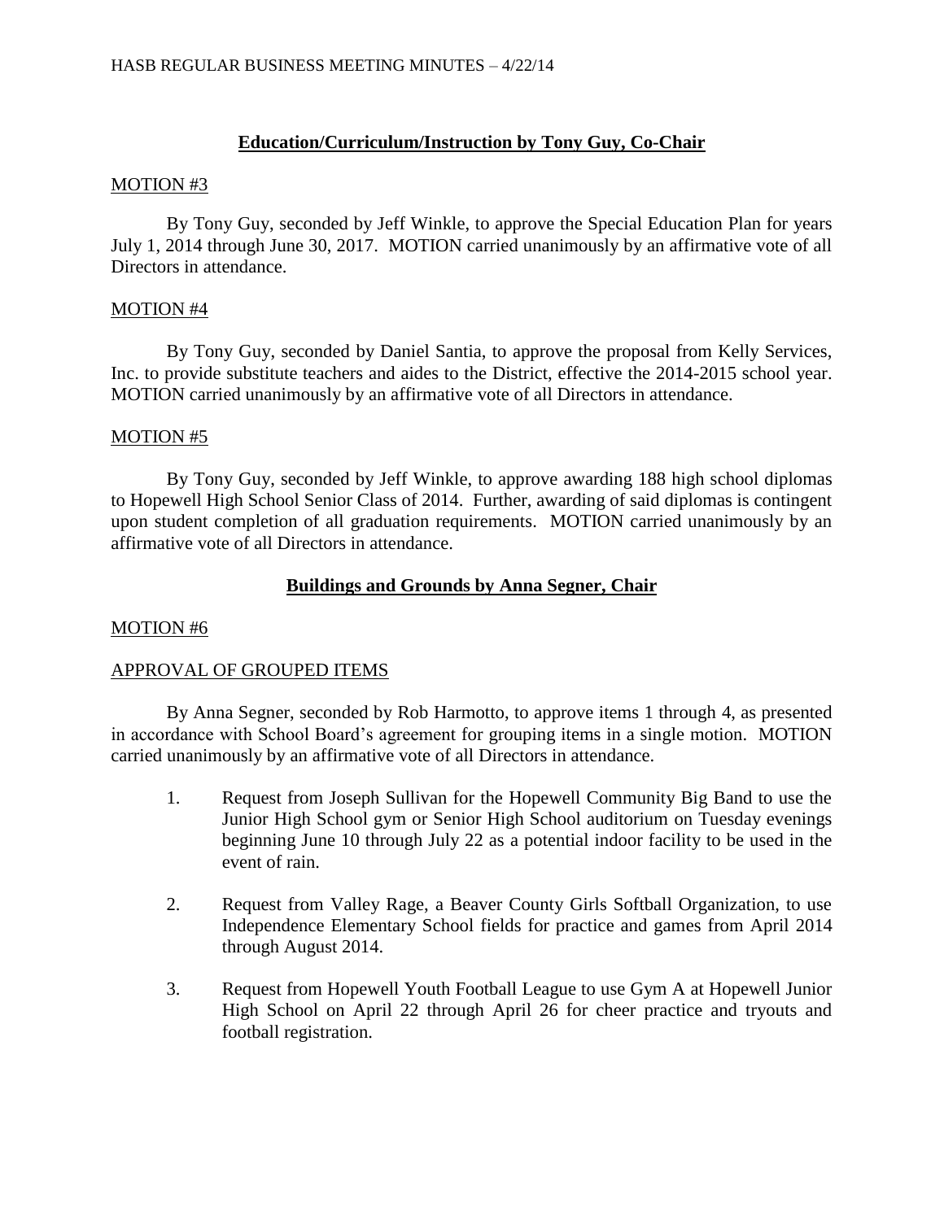## Education/Curriculum/Instruction by Tony Guy, Co-Chair

MOTION #3

By Tony Guy, seconded by Jeff Winkle, to approve the Special Education Plan for years July 1, 2014 through June 30, 2017. MOTION carried unanimously by an affirmative vote of all Directors in attendance.

MOTION #4

By Tony Guy, seconded by Daniel Santia, to approve the proposal from Kelly Services, Inc. to provide substitute teachers and aides to the District, effective the 2014-2015 school year. MOTION carried unanimously by an affirmative vote of all Directors in attendance.

MOTION #5

By Tony Guy, seconded by Jeff Winkle, to approve awarding 188 high school diplomas to Hopewell High School Senior Class of 2014. Further, awarding of said diplomas is contingent upon student completion of all graduation requirements. MOTION carried unanimously by an affirmative vote of all Directors in attendance.

## Buildings and Grounds by Anna Segner, Chair

MOTION #6

APPROVAL OF GROUPED ITEMS

By Anna Segner, seconded by Rob Harmotto, to approve items 1 through 4, as presented in accordance with School Board's agreement for grouping items in a single motion. MOTION carried unanimously by an affirmative vote of all Directors in attendance.

1. Request from Joseph Sullivan for the Hopewell Community Big Band to use the Junior High School gym or Senior High School auditorium on Tuesday evenings beginning June 10 through July 22 as a potential indoor facility to be used in the event of rain.

2. Request from Valley Rage, a Beaver County Girls Softball Organization, to use Independence Elementary School fields for practice and games from April 2014 through August 2014.

3. Request from Hopewell Youth Football League to use Gym A at Hopewell Junior High School on April 22 through April 26 for cheer practice and tryouts and football registration.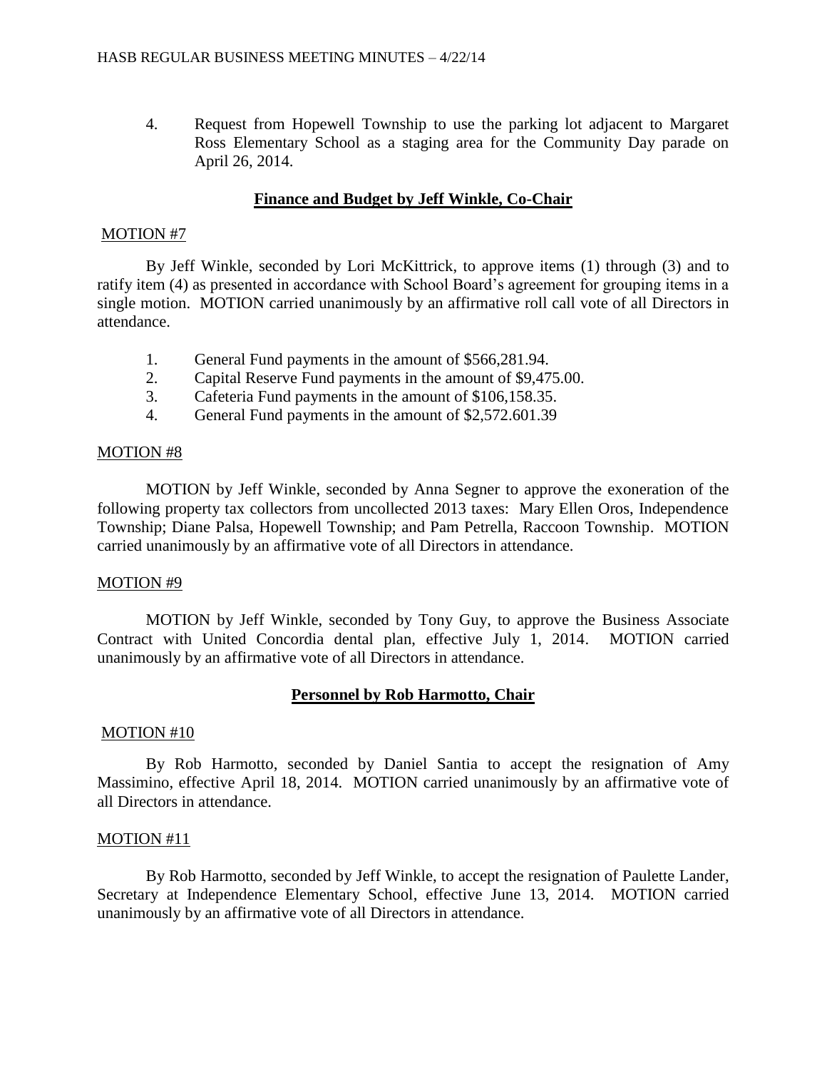4. Request from Hopewell Township to use the parking lot adjacent to Margaret Ross Elementary School as a staging area for the Community Day parade on April 26, 2014.

## Finance and Budget by Jeff Winkle, Co-Chair

MOTION #7

By Jeff Winkle, seconded by Lori McKittrick, to approve items (1) through (3) and to ratify item (4) as presented in accordance with School Board's agreement for grouping items in a single motion. MOTION carried unanimously by an affirmative roll call vote of all Directors in attendance.

1. General Fund payments in the amount of $566,281.94.
2. Capital Reserve Fund payments in the amount of $9,475.00.
3. Cafeteria Fund payments in the amount of $106,158.35.
4. General Fund payments in the amount of $2,572.601.39

MOTION #8

MOTION by Jeff Winkle, seconded by Anna Segner to approve the exoneration of the following property tax collectors from uncollected 2013 taxes: Mary Ellen Oros, Independence Township; Diane Palsa, Hopewell Township; and Pam Petrella, Raccoon Township. MOTION carried unanimously by an affirmative vote of all Directors in attendance.

MOTION #9

MOTION by Jeff Winkle, seconded by Tony Guy, to approve the Business Associate Contract with United Concordia dental plan, effective July 1, 2014. MOTION carried unanimously by an affirmative vote of all Directors in attendance.

## Personnel by Rob Harmotto, Chair

MOTION #10

By Rob Harmotto, seconded by Daniel Santia to accept the resignation of Amy Massimino, effective April 18, 2014. MOTION carried unanimously by an affirmative vote of all Directors in attendance.

MOTION #11

By Rob Harmotto, seconded by Jeff Winkle, to accept the resignation of Paulette Lander, Secretary at Independence Elementary School, effective June 13, 2014. MOTION carried unanimously by an affirmative vote of all Directors in attendance.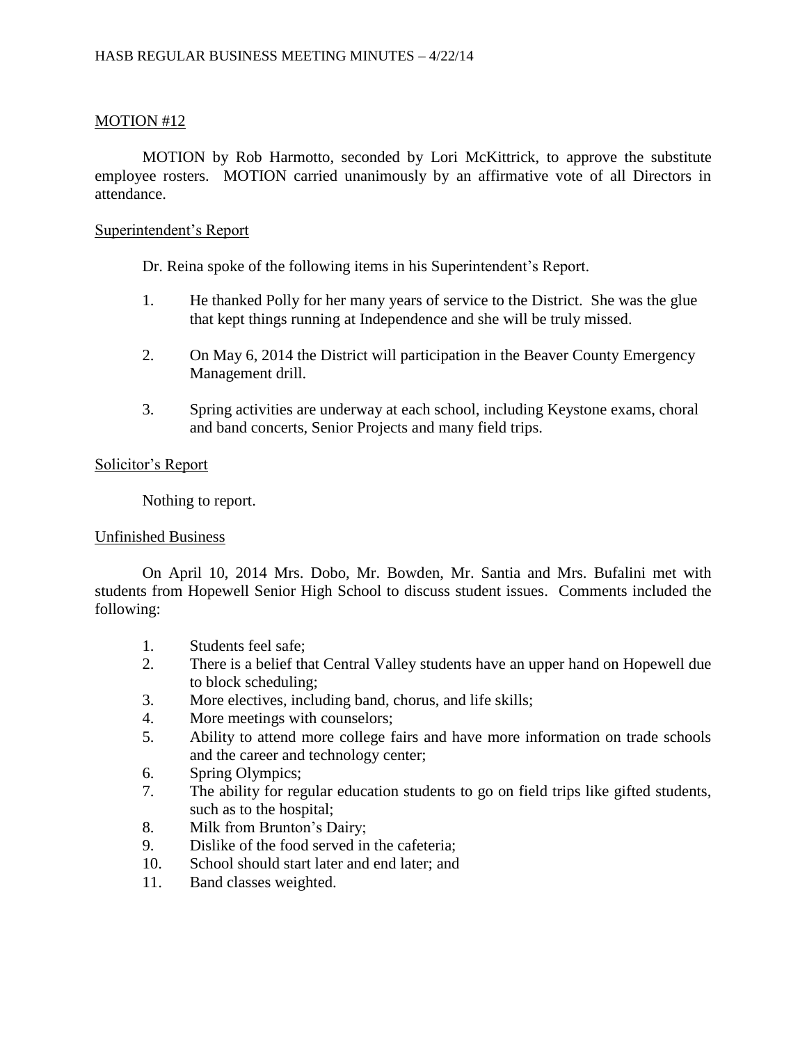MOTION #12

MOTION by Rob Harmotto, seconded by Lori McKittrick, to approve the substitute employee rosters. MOTION carried unanimously by an affirmative vote of all Directors in attendance.

Superintendent's Report

Dr. Reina spoke of the following items in his Superintendent's Report.

1. He thanked Polly for her many years of service to the District. She was the glue that kept things running at Independence and she will be truly missed.

2. On May 6, 2014 the District will participation in the Beaver County Emergency Management drill.

3. Spring activities are underway at each school, including Keystone exams, choral and band concerts, Senior Projects and many field trips.

Solicitor's Report

Nothing to report.

Unfinished Business

On April 10, 2014 Mrs. Dobo, Mr. Bowden, Mr. Santia and Mrs. Bufalini met with students from Hopewell Senior High School to discuss student issues. Comments included the following:

1. Students feel safe;
2. There is a belief that Central Valley students have an upper hand on Hopewell due to block scheduling;
3. More electives, including band, chorus, and life skills;
4. More meetings with counselors;
5. Ability to attend more college fairs and have more information on trade schools and the career and technology center;
6. Spring Olympics;
7. The ability for regular education students to go on field trips like gifted students, such as to the hospital;
8. Milk from Brunton's Dairy;
9. Dislike of the food served in the cafeteria;
10. School should start later and end later; and
11. Band classes weighted.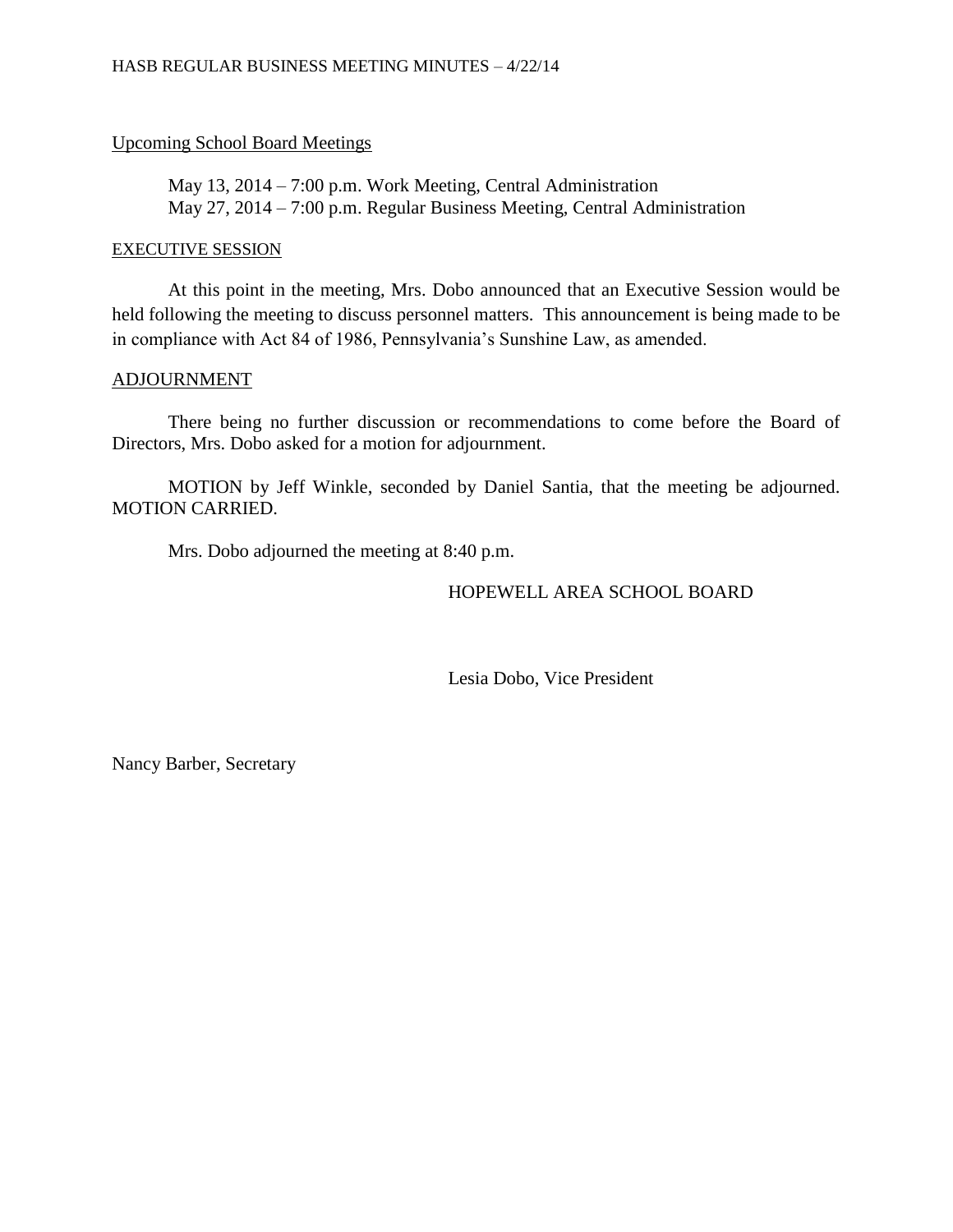## Upcoming School Board Meetings

May 13, 2014 – 7:00 p.m. Work Meeting, Central Administration
May 27, 2014 – 7:00 p.m. Regular Business Meeting, Central Administration

## EXECUTIVE SESSION

At this point in the meeting, Mrs. Dobo announced that an Executive Session would be held following the meeting to discuss personnel matters. This announcement is being made to be in compliance with Act 84 of 1986, Pennsylvania's Sunshine Law, as amended.

## ADJOURNMENT

There being no further discussion or recommendations to come before the Board of Directors, Mrs. Dobo asked for a motion for adjournment.

MOTION by Jeff Winkle, seconded by Daniel Santia, that the meeting be adjourned. MOTION CARRIED.

Mrs. Dobo adjourned the meeting at 8:40 p.m.

HOPEWELL AREA SCHOOL BOARD

Lesia Dobo, Vice President

Nancy Barber, Secretary